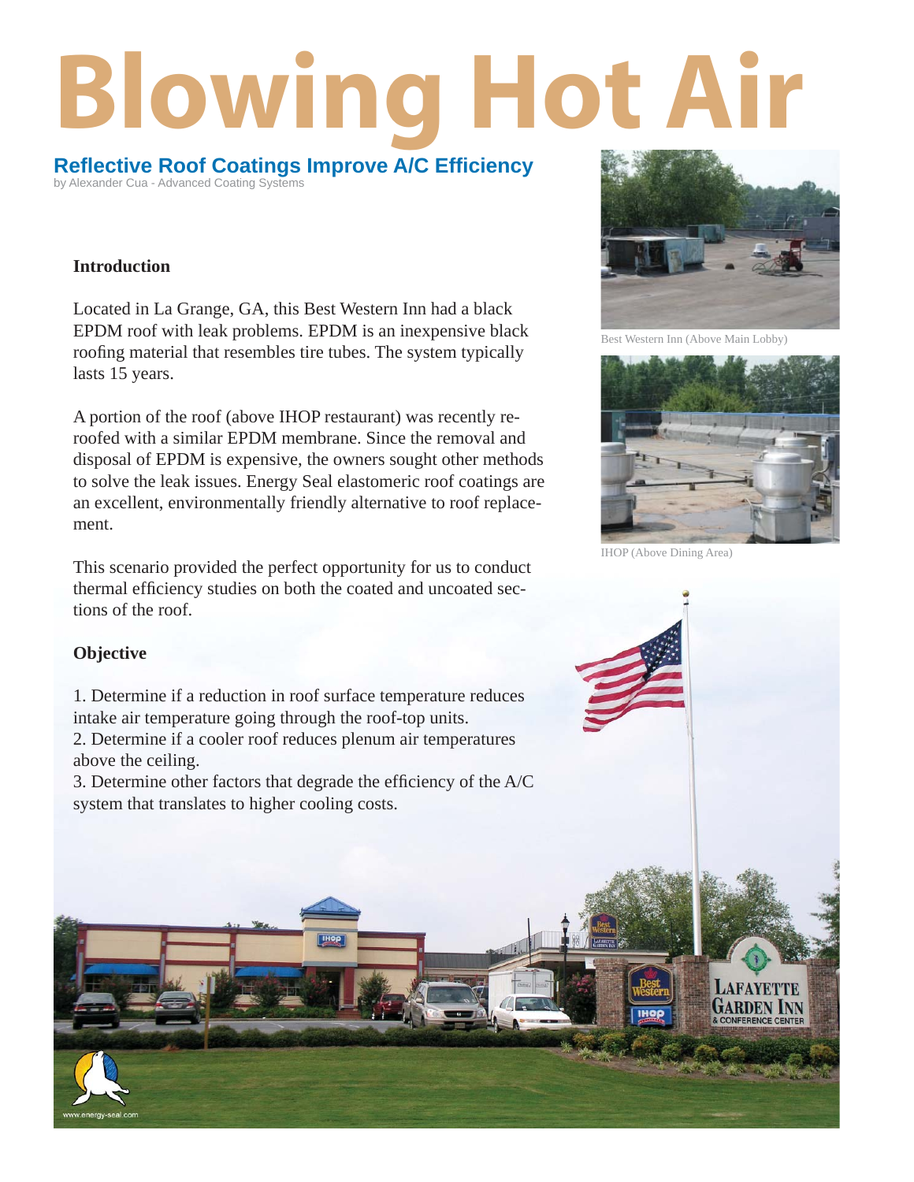# Blowing Hot Air

## Reflective Roof Coatings Improve A/C Efficiency

by Alexander Cua - Advanced Coating Systems

### Introduction

Located in La Grange, GA, this Best Western Inn had a black EPDM roof with leak problems. EPDM is an inexpensive black roofing material that resembles tire tubes. The system typically lasts 15 years.

A portion of the roof (above IHOP restaurant) was recently re-roofed with a similar EPDM membrane. Since the removal and disposal of EPDM is expensive, the owners sought other methods to solve the leak issues. Energy Seal elastomeric roof coatings are an excellent, environmentally friendly alternative to roof replacement.

This scenario provided the perfect opportunity for us to conduct thermal efficiency studies on both the coated and uncoated sections of the roof.

### Objective

1. Determine if a reduction in roof surface temperature reduces intake air temperature going through the roof-top units.
2. Determine if a cooler roof reduces plenum air temperatures above the ceiling.
3. Determine other factors that degrade the efficiency of the A/C system that translates to higher cooling costs.

Best Western Inn (Above Main Lobby)

IHOP (Above Dining Area)

www.energy-seal.com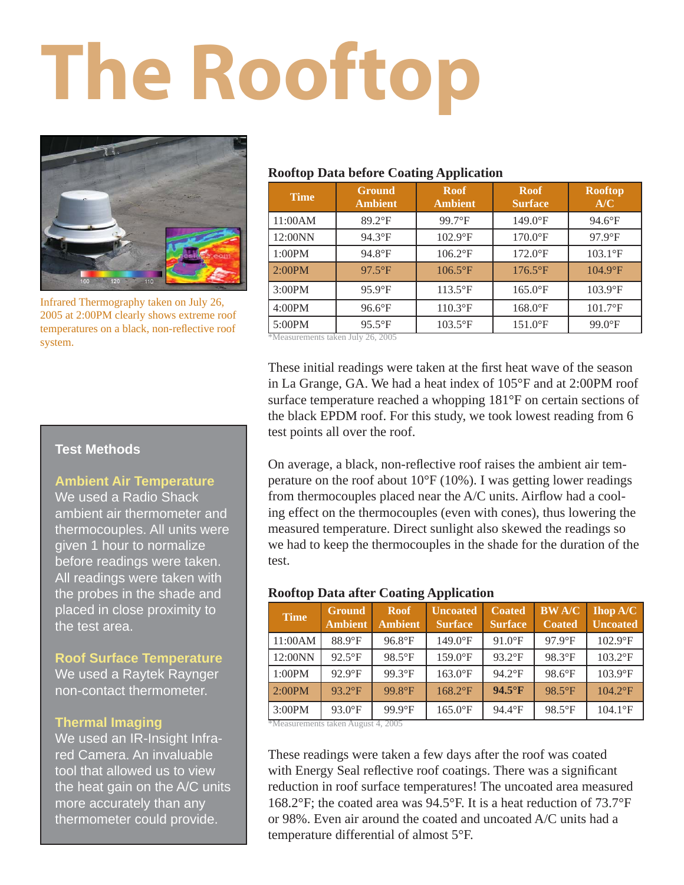# The Rooftop

Infrared Thermography taken on July 26, 2005 at 2:00PM clearly shows extreme roof temperatures on a black, non-reflective roof system.

### Test Methods

**Ambient Air Temperature**
We used a Radio Shack ambient air thermometer and thermocouples. All units were given 1 hour to normalize before readings were taken. All readings were taken with the probes in the shade and placed in close proximity to the test area.

**Roof Surface Temperature**
We used a Raytek Raynger non-contact thermometer.

**Thermal Imaging**
We used an IR-Insight Infrared Camera. An invaluable tool that allowed us to view the heat gain on the A/C units more accurately than any thermometer could provide.

**Rooftop Data before Coating Application**

| Time | Ground Ambient | Roof Ambient | Roof Surface | Rooftop A/C |
|---|---|---|---|---|
| 11:00AM | 89.2°F | 99.7°F | 149.0°F | 94.6°F |
| 12:00NN | 94.3°F | 102.9°F | 170.0°F | 97.9°F |
| 1:00PM | 94.8°F | 106.2°F | 172.0°F | 103.1°F |
| 2:00PM | 97.5°F | 106.5°F | 176.5°F | 104.9°F |
| 3:00PM | 95.9°F | 113.5°F | 165.0°F | 103.9°F |
| 4:00PM | 96.6°F | 110.3°F | 168.0°F | 101.7°F |
| 5:00PM | 95.5°F | 103.5°F | 151.0°F | 99.0°F |

*Measurements taken July 26, 2005

These initial readings were taken at the first heat wave of the season in La Grange, GA. We had a heat index of 105°F and at 2:00PM roof surface temperature reached a whopping 181°F on certain sections of the black EPDM roof. For this study, we took lowest reading from 6 test points all over the roof.

On average, a black, non-reflective roof raises the ambient air temperature on the roof about 10°F (10%). I was getting lower readings from thermocouples placed near the A/C units. Airflow had a cooling effect on the thermocouples (even with cones), thus lowering the measured temperature. Direct sunlight also skewed the readings so we had to keep the thermocouples in the shade for the duration of the test.

**Rooftop Data after Coating Application**

| Time | Ground Ambient | Roof Ambient | Uncoated Surface | Coated Surface | BW A/C Coated | Ihop A/C Uncoated |
|---|---|---|---|---|---|---|
| 11:00AM | 88.9°F | 96.8°F | 149.0°F | 91.0°F | 97.9°F | 102.9°F |
| 12:00NN | 92.5°F | 98.5°F | 159.0°F | 93.2°F | 98.3°F | 103.2°F |
| 1:00PM | 92.9°F | 99.3°F | 163.0°F | 94.2°F | 98.6°F | 103.9°F |
| 2:00PM | 93.2°F | 99.8°F | 168.2°F | **94.5°F** | 98.5°F | 104.2°F |
| 3:00PM | 93.0°F | 99.9°F | 165.0°F | 94.4°F | 98.5°F | 104.1°F |

*Measurements taken August 4, 2005

These readings were taken a few days after the roof was coated with Energy Seal reflective roof coatings. There was a significant reduction in roof surface temperatures! The uncoated area measured 168.2°F; the coated area was 94.5°F. It is a heat reduction of 73.7°F or 98%. Even air around the coated and uncoated A/C units had a temperature differential of almost 5°F.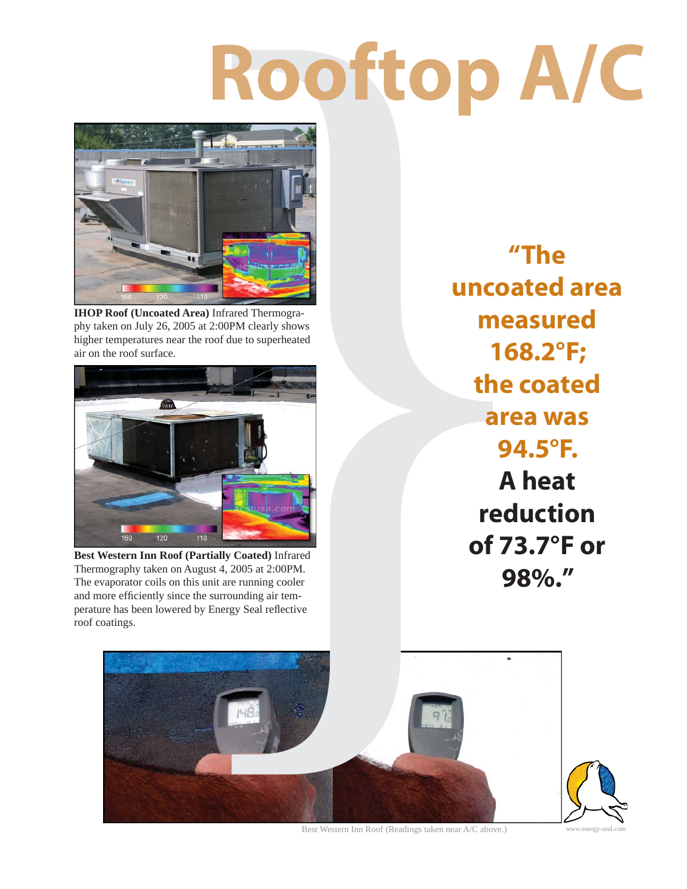# Rooftop A/C

**IHOP Roof (Uncoated Area)** Infrared Thermography taken on July 26, 2005 at 2:00PM clearly shows higher temperatures near the roof due to superheated air on the roof surface.

**Best Western Inn Roof (Partially Coated)** Infrared Thermography taken on August 4, 2005 at 2:00PM. The evaporator coils on this unit are running cooler and more efficiently since the surrounding air temperature has been lowered by Energy Seal reflective roof coatings.

**"The uncoated area measured 168.2°F; the coated area was 94.5°F. A heat reduction of 73.7°F or 98%."**

Best Western Inn Roof (Readings taken near A/C above.)

www.energy-seal.com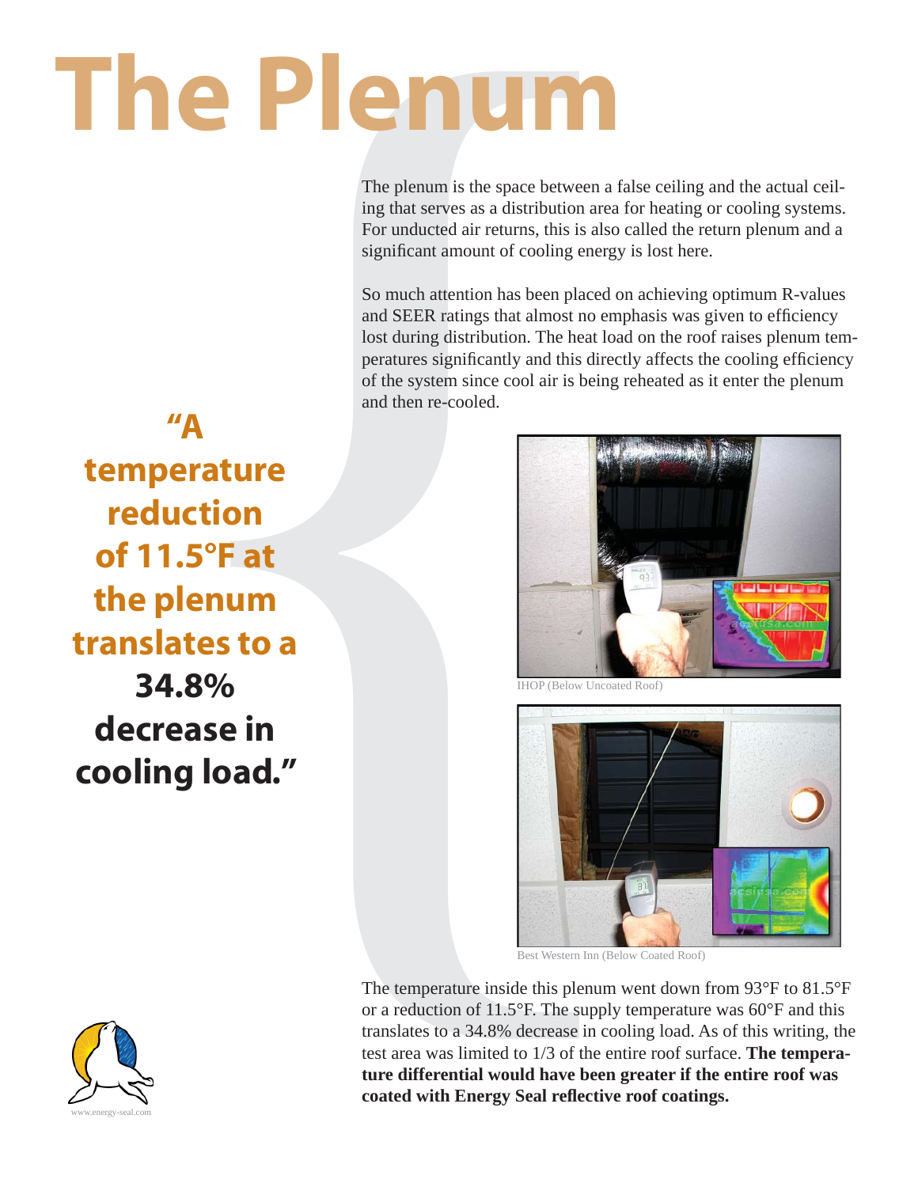# The Plenum

The plenum is the space between a false ceiling and the actual ceiling that serves as a distribution area for heating or cooling systems. For unducted air returns, this is also called the return plenum and a significant amount of cooling energy is lost here.

So much attention has been placed on achieving optimum R-values and SEER ratings that almost no emphasis was given to efficiency lost during distribution. The heat load on the roof raises plenum temperatures significantly and this directly affects the cooling efficiency of the system since cool air is being reheated as it enter the plenum and then re-cooled.

**"A temperature reduction of 11.5°F at the plenum translates to a 34.8% decrease in cooling load."**

IHOP (Below Uncoated Roof)

Best Western Inn (Below Coated Roof)

The temperature inside this plenum went down from 93°F to 81.5°F or a reduction of 11.5°F. The supply temperature was 60°F and this translates to a 34.8% decrease in cooling load. As of this writing, the test area was limited to 1/3 of the entire roof surface. **The temperature differential would have been greater if the entire roof was coated with Energy Seal reflective roof coatings.**

www.energy-seal.com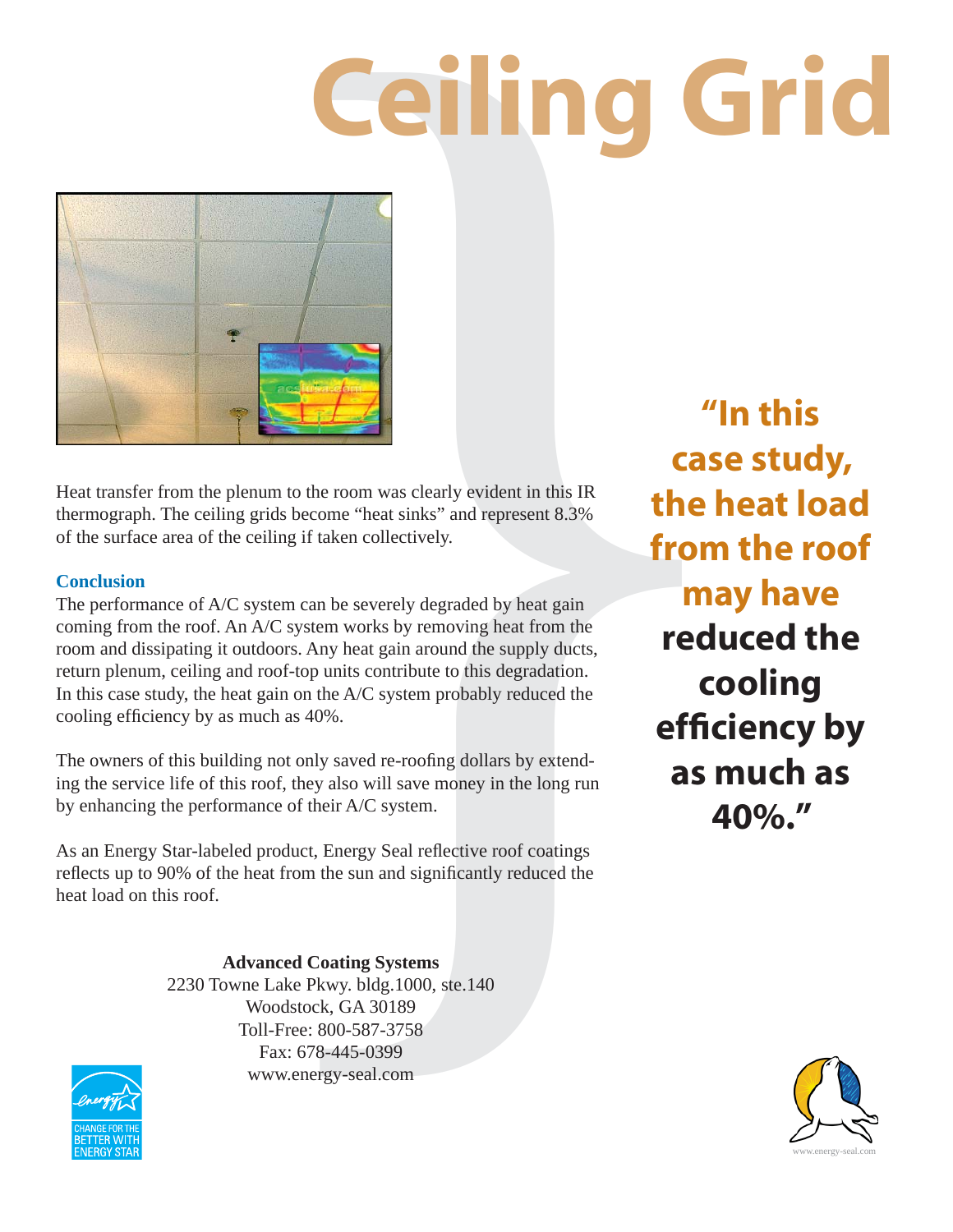# Ceiling Grid

Heat transfer from the plenum to the room was clearly evident in this IR thermograph. The ceiling grids become "heat sinks" and represent 8.3% of the surface area of the ceiling if taken collectively.

**Conclusion**

The performance of A/C system can be severely degraded by heat gain coming from the roof. An A/C system works by removing heat from the room and dissipating it outdoors. Any heat gain around the supply ducts, return plenum, ceiling and roof-top units contribute to this degradation. In this case study, the heat gain on the A/C system probably reduced the cooling efficiency by as much as 40%.

The owners of this building not only saved re-roofing dollars by extending the service life of this roof, they also will save money in the long run by enhancing the performance of their A/C system.

As an Energy Star-labeled product, Energy Seal reflective roof coatings reflects up to 90% of the heat from the sun and significantly reduced the heat load on this roof.

**"In this case study, the heat load from the roof may have reduced the cooling efficiency by as much as 40%."**

**Advanced Coating Systems**
2230 Towne Lake Pkwy. bldg.1000, ste.140
Woodstock, GA 30189
Toll-Free: 800-587-3758
Fax: 678-445-0399
www.energy-seal.com

CHANGE FOR THE BETTER WITH ENERGY STAR

www.energy-seal.com